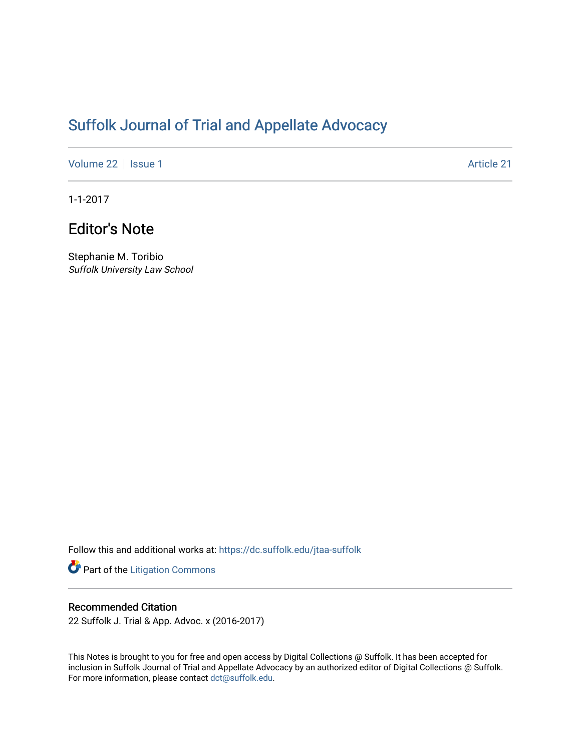# Suffolk Journal of Trial and Appellate Advocacy

Volume 22 | Issue 1 | Article 21

1-1-2017

## Editor's Note

Stephanie M. Toribio
*Suffolk University Law School*

Follow this and additional works at: https://dc.suffolk.edu/jtaa-suffolk

Part of the Litigation Commons

### Recommended Citation

22 Suffolk J. Trial & App. Advoc. x (2016-2017)

This Notes is brought to you for free and open access by Digital Collections @ Suffolk. It has been accepted for inclusion in Suffolk Journal of Trial and Appellate Advocacy by an authorized editor of Digital Collections @ Suffolk. For more information, please contact dct@suffolk.edu.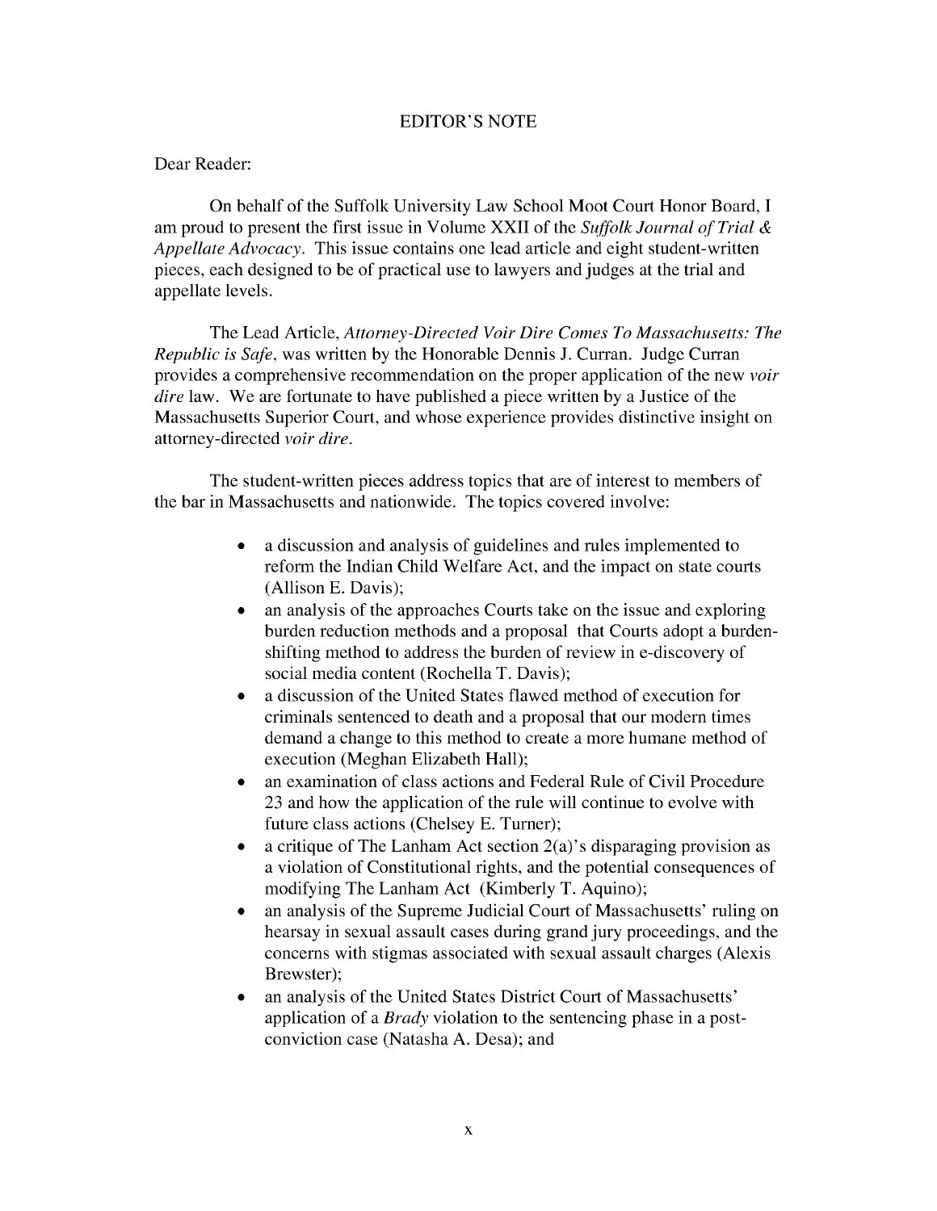## EDITOR'S NOTE

Dear Reader:

On behalf of the Suffolk University Law School Moot Court Honor Board, I am proud to present the first issue in Volume XXII of the *Suffolk Journal of Trial & Appellate Advocacy*. This issue contains one lead article and eight student-written pieces, each designed to be of practical use to lawyers and judges at the trial and appellate levels.

The Lead Article, *Attorney-Directed Voir Dire Comes To Massachusetts: The Republic is Safe*, was written by the Honorable Dennis J. Curran. Judge Curran provides a comprehensive recommendation on the proper application of the new *voir dire* law. We are fortunate to have published a piece written by a Justice of the Massachusetts Superior Court, and whose experience provides distinctive insight on attorney-directed *voir dire*.

The student-written pieces address topics that are of interest to members of the bar in Massachusetts and nationwide. The topics covered involve:

- a discussion and analysis of guidelines and rules implemented to reform the Indian Child Welfare Act, and the impact on state courts (Allison E. Davis);
- an analysis of the approaches Courts take on the issue and exploring burden reduction methods and a proposal that Courts adopt a burden-shifting method to address the burden of review in e-discovery of social media content (Rochella T. Davis);
- a discussion of the United States flawed method of execution for criminals sentenced to death and a proposal that our modern times demand a change to this method to create a more humane method of execution (Meghan Elizabeth Hall);
- an examination of class actions and Federal Rule of Civil Procedure 23 and how the application of the rule will continue to evolve with future class actions (Chelsey E. Turner);
- a critique of The Lanham Act section 2(a)'s disparaging provision as a violation of Constitutional rights, and the potential consequences of modifying The Lanham Act (Kimberly T. Aquino);
- an analysis of the Supreme Judicial Court of Massachusetts' ruling on hearsay in sexual assault cases during grand jury proceedings, and the concerns with stigmas associated with sexual assault charges (Alexis Brewster);
- an analysis of the United States District Court of Massachusetts' application of a *Brady* violation to the sentencing phase in a post-conviction case (Natasha A. Desa); and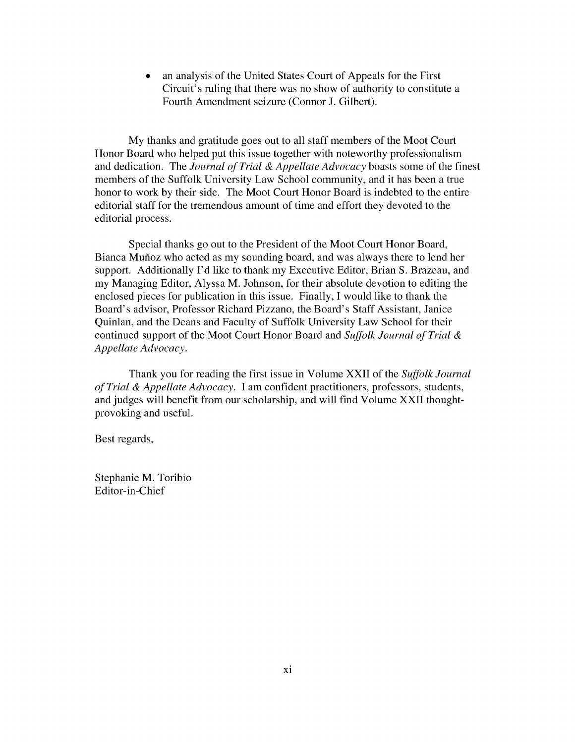- an analysis of the United States Court of Appeals for the First Circuit's ruling that there was no show of authority to constitute a Fourth Amendment seizure (Connor J. Gilbert).

My thanks and gratitude goes out to all staff members of the Moot Court Honor Board who helped put this issue together with noteworthy professionalism and dedication. The *Journal of Trial & Appellate Advocacy* boasts some of the finest members of the Suffolk University Law School community, and it has been a true honor to work by their side. The Moot Court Honor Board is indebted to the entire editorial staff for the tremendous amount of time and effort they devoted to the editorial process.

Special thanks go out to the President of the Moot Court Honor Board, Bianca Muñoz who acted as my sounding board, and was always there to lend her support. Additionally I'd like to thank my Executive Editor, Brian S. Brazeau, and my Managing Editor, Alyssa M. Johnson, for their absolute devotion to editing the enclosed pieces for publication in this issue. Finally, I would like to thank the Board's advisor, Professor Richard Pizzano, the Board's Staff Assistant, Janice Quinlan, and the Deans and Faculty of Suffolk University Law School for their continued support of the Moot Court Honor Board and *Suffolk Journal of Trial & Appellate Advocacy*.

Thank you for reading the first issue in Volume XXII of the *Suffolk Journal of Trial & Appellate Advocacy*. I am confident practitioners, professors, students, and judges will benefit from our scholarship, and will find Volume XXII thought-provoking and useful.

Best regards,

Stephanie M. Toribio
Editor-in-Chief